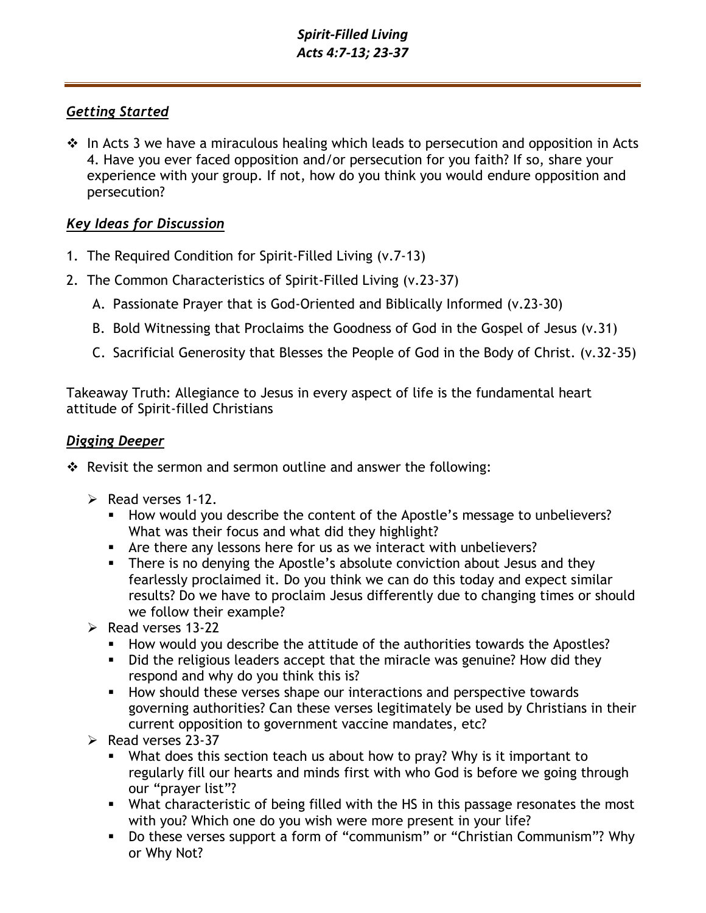## ***Spirit-Filled Living***
## ***Acts 4:7-13; 23-37***

---

### ***Getting Started***

- ❖ In Acts 3 we have a miraculous healing which leads to persecution and opposition in Acts 4. Have you ever faced opposition and/or persecution for you faith? If so, share your experience with your group. If not, how do you think you would endure opposition and persecution?

### ***Key Ideas for Discussion***

1. The Required Condition for Spirit-Filled Living (v.7-13)
2. The Common Characteristics of Spirit-Filled Living (v.23-37)
   A. Passionate Prayer that is God-Oriented and Biblically Informed (v.23-30)
   B. Bold Witnessing that Proclaims the Goodness of God in the Gospel of Jesus (v.31)
   C. Sacrificial Generosity that Blesses the People of God in the Body of Christ. (v.32-35)

Takeaway Truth: Allegiance to Jesus in every aspect of life is the fundamental heart attitude of Spirit-filled Christians

### ***Digging Deeper***

- ❖ Revisit the sermon and sermon outline and answer the following:
  - ➢ Read verses 1-12.
    - ▪ How would you describe the content of the Apostle's message to unbelievers? What was their focus and what did they highlight?
    - ▪ Are there any lessons here for us as we interact with unbelievers?
    - ▪ There is no denying the Apostle's absolute conviction about Jesus and they fearlessly proclaimed it. Do you think we can do this today and expect similar results? Do we have to proclaim Jesus differently due to changing times or should we follow their example?
  - ➢ Read verses 13-22
    - ▪ How would you describe the attitude of the authorities towards the Apostles?
    - ▪ Did the religious leaders accept that the miracle was genuine? How did they respond and why do you think this is?
    - ▪ How should these verses shape our interactions and perspective towards governing authorities? Can these verses legitimately be used by Christians in their current opposition to government vaccine mandates, etc?
  - ➢ Read verses 23-37
    - ▪ What does this section teach us about how to pray? Why is it important to regularly fill our hearts and minds first with who God is before we going through our "prayer list"?
    - ▪ What characteristic of being filled with the HS in this passage resonates the most with you? Which one do you wish were more present in your life?
    - ▪ Do these verses support a form of "communism" or "Christian Communism"? Why or Why Not?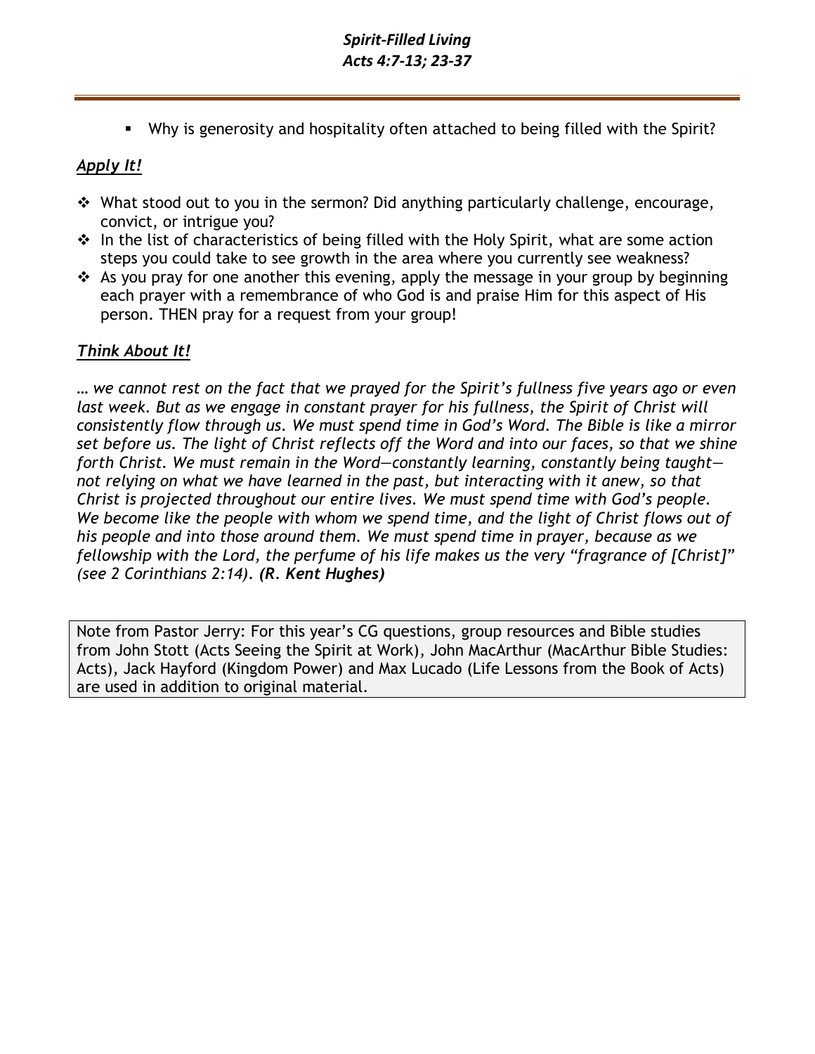- Why is generosity and hospitality often attached to being filled with the Spirit?

## *Apply It!*

- What stood out to you in the sermon? Did anything particularly challenge, encourage, convict, or intrigue you?
- In the list of characteristics of being filled with the Holy Spirit, what are some action steps you could take to see growth in the area where you currently see weakness?
- As you pray for one another this evening, apply the message in your group by beginning each prayer with a remembrance of who God is and praise Him for this aspect of His person. THEN pray for a request from your group!

## *Think About It!*

*… we cannot rest on the fact that we prayed for the Spirit's fullness five years ago or even last week. But as we engage in constant prayer for his fullness, the Spirit of Christ will consistently flow through us. We must spend time in God's Word. The Bible is like a mirror set before us. The light of Christ reflects off the Word and into our faces, so that we shine forth Christ. We must remain in the Word—constantly learning, constantly being taught—not relying on what we have learned in the past, but interacting with it anew, so that Christ is projected throughout our entire lives. We must spend time with God's people. We become like the people with whom we spend time, and the light of Christ flows out of his people and into those around them. We must spend time in prayer, because as we fellowship with the Lord, the perfume of his life makes us the very "fragrance of [Christ]" (see 2 Corinthians 2:14).* ***(R. Kent Hughes)***

Note from Pastor Jerry: For this year's CG questions, group resources and Bible studies from John Stott (Acts Seeing the Spirit at Work), John MacArthur (MacArthur Bible Studies: Acts), Jack Hayford (Kingdom Power) and Max Lucado (Life Lessons from the Book of Acts) are used in addition to original material.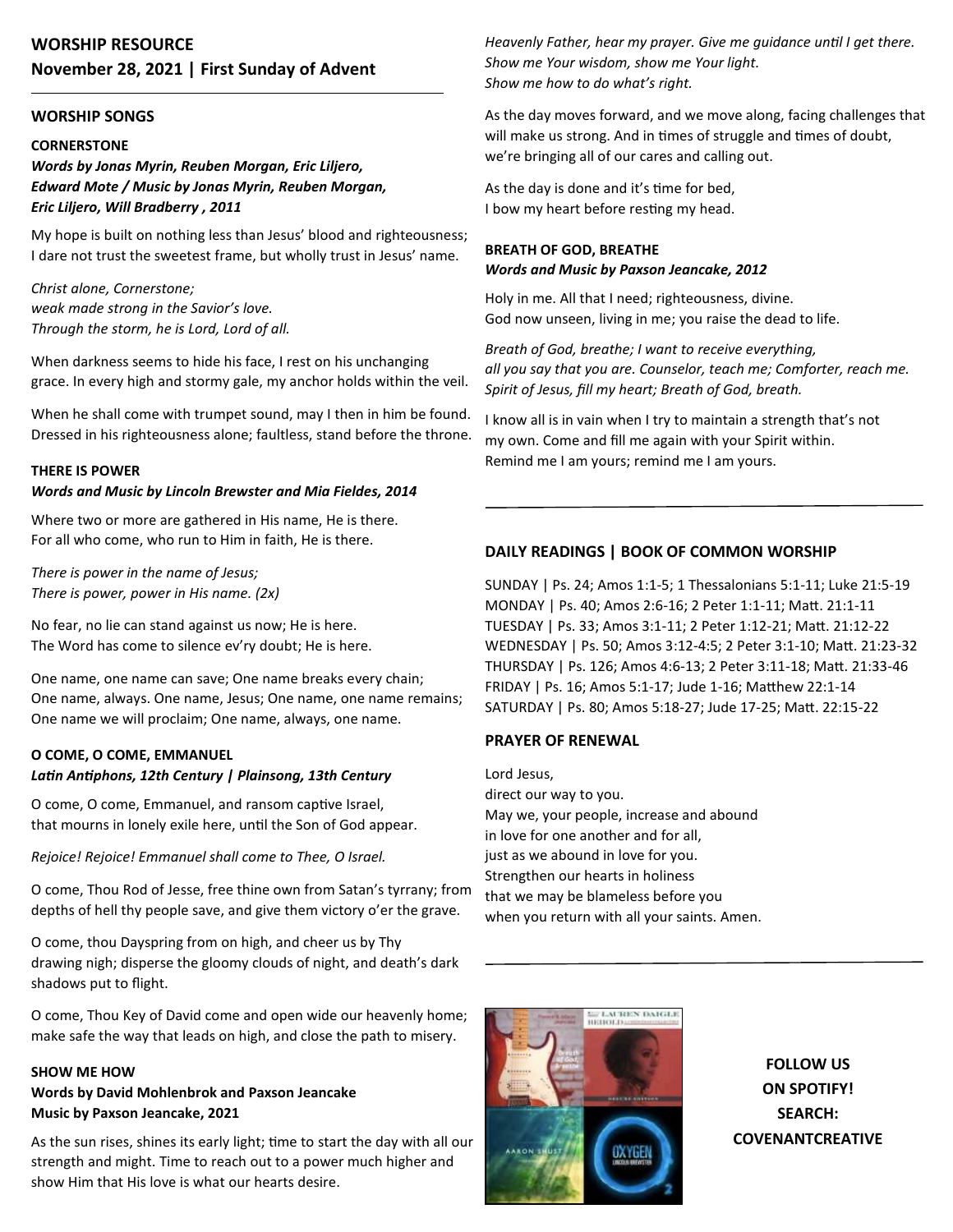## WORSHIP RESOURCE
## November 28, 2021 | First Sunday of Advent

### WORSHIP SONGS

**CORNERSTONE**
***Words by Jonas Myrin, Reuben Morgan, Eric Liljero, Edward Mote / Music by Jonas Myrin, Reuben Morgan, Eric Liljero, Will Bradberry , 2011***

My hope is built on nothing less than Jesus' blood and righteousness; I dare not trust the sweetest frame, but wholly trust in Jesus' name.

*Christ alone, Cornerstone;*
*weak made strong in the Savior's love.*
*Through the storm, he is Lord, Lord of all.*

When darkness seems to hide his face, I rest on his unchanging grace. In every high and stormy gale, my anchor holds within the veil.

When he shall come with trumpet sound, may I then in him be found. Dressed in his righteousness alone; faultless, stand before the throne.

**THERE IS POWER**
***Words and Music by Lincoln Brewster and Mia Fieldes, 2014***

Where two or more are gathered in His name, He is there.
For all who come, who run to Him in faith, He is there.

*There is power in the name of Jesus;*
*There is power, power in His name. (2x)*

No fear, no lie can stand against us now; He is here.
The Word has come to silence ev'ry doubt; He is here.

One name, one name can save; One name breaks every chain;
One name, always. One name, Jesus; One name, one name remains;
One name we will proclaim; One name, always, one name.

**O COME, O COME, EMMANUEL**
***Latin Antiphons, 12th Century | Plainsong, 13th Century***

O come, O come, Emmanuel, and ransom captive Israel,
that mourns in lonely exile here, until the Son of God appear.

*Rejoice! Rejoice! Emmanuel shall come to Thee, O Israel.*

O come, Thou Rod of Jesse, free thine own from Satan's tyrrany; from depths of hell thy people save, and give them victory o'er the grave.

O come, thou Dayspring from on high, and cheer us by Thy drawing nigh; disperse the gloomy clouds of night, and death's dark shadows put to flight.

O come, Thou Key of David come and open wide our heavenly home; make safe the way that leads on high, and close the path to misery.

**SHOW ME HOW**
**Words by David Mohlenbrok and Paxson Jeancake**
**Music by Paxson Jeancake, 2021**

As the sun rises, shines its early light; time to start the day with all our strength and might. Time to reach out to a power much higher and show Him that His love is what our hearts desire.

*Heavenly Father, hear my prayer. Give me guidance until I get there.*
*Show me Your wisdom, show me Your light.*
*Show me how to do what's right.*

As the day moves forward, and we move along, facing challenges that will make us strong. And in times of struggle and times of doubt, we're bringing all of our cares and calling out.

As the day is done and it's time for bed,
I bow my heart before resting my head.

**BREATH OF GOD, BREATHE**
***Words and Music by Paxson Jeancake, 2012***

Holy in me. All that I need; righteousness, divine.
God now unseen, living in me; you raise the dead to life.

*Breath of God, breathe; I want to receive everything,*
*all you say that you are. Counselor, teach me; Comforter, reach me.*
*Spirit of Jesus, fill my heart; Breath of God, breath.*

I know all is in vain when I try to maintain a strength that's not my own. Come and fill me again with your Spirit within.
Remind me I am yours; remind me I am yours.

### DAILY READINGS | BOOK OF COMMON WORSHIP

SUNDAY | Ps. 24; Amos 1:1-5; 1 Thessalonians 5:1-11; Luke 21:5-19
MONDAY | Ps. 40; Amos 2:6-16; 2 Peter 1:1-11; Matt. 21:1-11
TUESDAY | Ps. 33; Amos 3:1-11; 2 Peter 1:12-21; Matt. 21:12-22
WEDNESDAY | Ps. 50; Amos 3:12-4:5; 2 Peter 3:1-10; Matt. 21:23-32
THURSDAY | Ps. 126; Amos 4:6-13; 2 Peter 3:11-18; Matt. 21:33-46
FRIDAY | Ps. 16; Amos 5:1-17; Jude 1-16; Matthew 22:1-14
SATURDAY | Ps. 80; Amos 5:18-27; Jude 17-25; Matt. 22:15-22

### PRAYER OF RENEWAL

Lord Jesus,
direct our way to you.
May we, your people, increase and abound
in love for one another and for all,
just as we abound in love for you.
Strengthen our hearts in holiness
that we may be blameless before you
when you return with all your saints. Amen.

**FOLLOW US ON SPOTIFY! SEARCH: COVENANTCREATIVE**